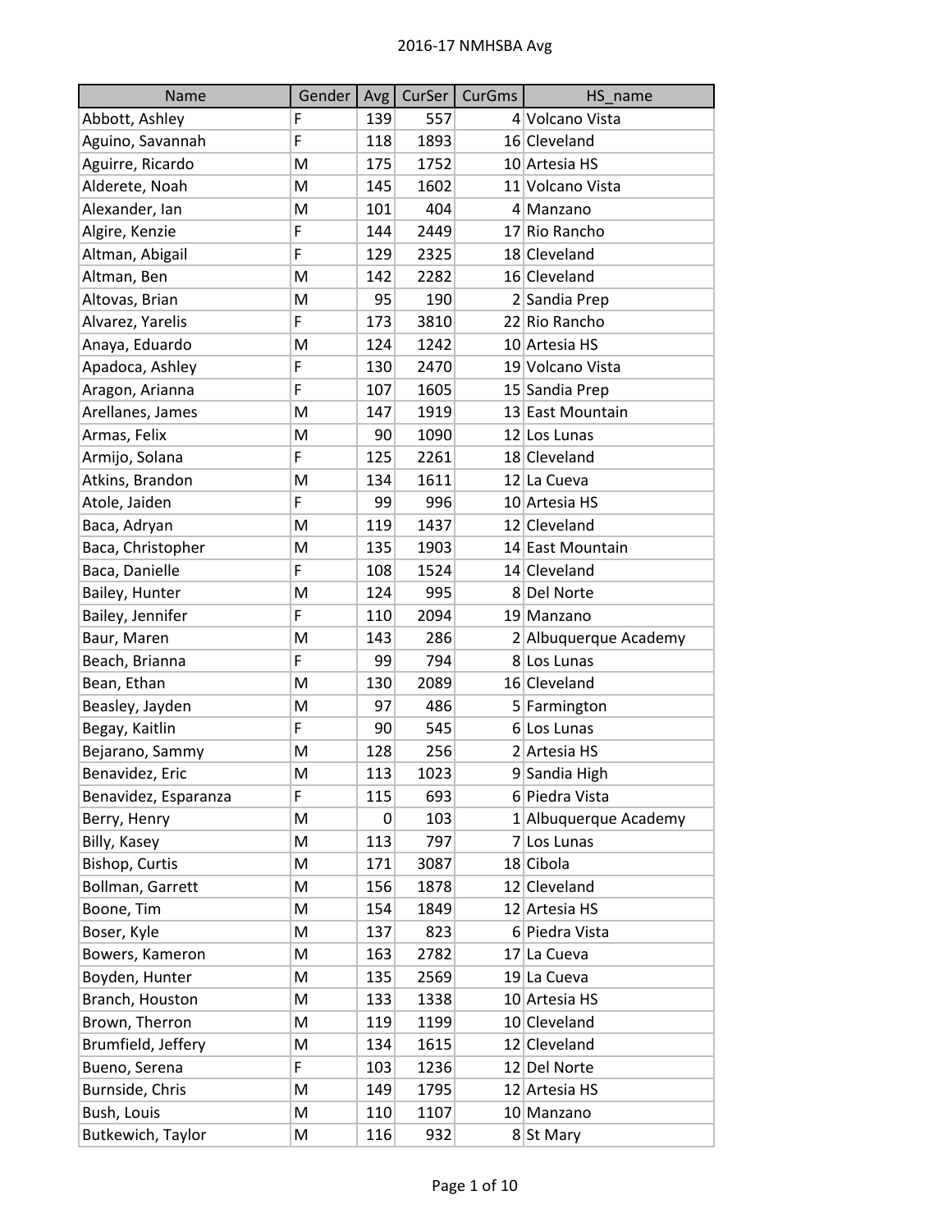# 2016-17 NMHSBA Avg

| Name | Gender | Avg | CurSer | CurGms | HS_name |
|---|---|---|---|---|---|
| Abbott, Ashley | F | 139 | 557 | 4 | Volcano Vista |
| Aguino, Savannah | F | 118 | 1893 | 16 | Cleveland |
| Aguirre, Ricardo | M | 175 | 1752 | 10 | Artesia HS |
| Alderete, Noah | M | 145 | 1602 | 11 | Volcano Vista |
| Alexander, Ian | M | 101 | 404 | 4 | Manzano |
| Algire, Kenzie | F | 144 | 2449 | 17 | Rio Rancho |
| Altman, Abigail | F | 129 | 2325 | 18 | Cleveland |
| Altman, Ben | M | 142 | 2282 | 16 | Cleveland |
| Altovas, Brian | M | 95 | 190 | 2 | Sandia Prep |
| Alvarez, Yarelis | F | 173 | 3810 | 22 | Rio Rancho |
| Anaya, Eduardo | M | 124 | 1242 | 10 | Artesia HS |
| Apadoca, Ashley | F | 130 | 2470 | 19 | Volcano Vista |
| Aragon, Arianna | F | 107 | 1605 | 15 | Sandia Prep |
| Arellanes, James | M | 147 | 1919 | 13 | East Mountain |
| Armas, Felix | M | 90 | 1090 | 12 | Los Lunas |
| Armijo, Solana | F | 125 | 2261 | 18 | Cleveland |
| Atkins, Brandon | M | 134 | 1611 | 12 | La Cueva |
| Atole, Jaiden | F | 99 | 996 | 10 | Artesia HS |
| Baca, Adryan | M | 119 | 1437 | 12 | Cleveland |
| Baca, Christopher | M | 135 | 1903 | 14 | East Mountain |
| Baca, Danielle | F | 108 | 1524 | 14 | Cleveland |
| Bailey, Hunter | M | 124 | 995 | 8 | Del Norte |
| Bailey, Jennifer | F | 110 | 2094 | 19 | Manzano |
| Baur, Maren | M | 143 | 286 | 2 | Albuquerque Academy |
| Beach, Brianna | F | 99 | 794 | 8 | Los Lunas |
| Bean, Ethan | M | 130 | 2089 | 16 | Cleveland |
| Beasley, Jayden | M | 97 | 486 | 5 | Farmington |
| Begay, Kaitlin | F | 90 | 545 | 6 | Los Lunas |
| Bejarano, Sammy | M | 128 | 256 | 2 | Artesia HS |
| Benavidez, Eric | M | 113 | 1023 | 9 | Sandia High |
| Benavidez, Esparanza | F | 115 | 693 | 6 | Piedra Vista |
| Berry, Henry | M | 0 | 103 | 1 | Albuquerque Academy |
| Billy, Kasey | M | 113 | 797 | 7 | Los Lunas |
| Bishop, Curtis | M | 171 | 3087 | 18 | Cibola |
| Bollman, Garrett | M | 156 | 1878 | 12 | Cleveland |
| Boone, Tim | M | 154 | 1849 | 12 | Artesia HS |
| Boser, Kyle | M | 137 | 823 | 6 | Piedra Vista |
| Bowers, Kameron | M | 163 | 2782 | 17 | La Cueva |
| Boyden, Hunter | M | 135 | 2569 | 19 | La Cueva |
| Branch, Houston | M | 133 | 1338 | 10 | Artesia HS |
| Brown, Therron | M | 119 | 1199 | 10 | Cleveland |
| Brumfield, Jeffery | M | 134 | 1615 | 12 | Cleveland |
| Bueno, Serena | F | 103 | 1236 | 12 | Del Norte |
| Burnside, Chris | M | 149 | 1795 | 12 | Artesia HS |
| Bush, Louis | M | 110 | 1107 | 10 | Manzano |
| Butkewich, Taylor | M | 116 | 932 | 8 | St Mary |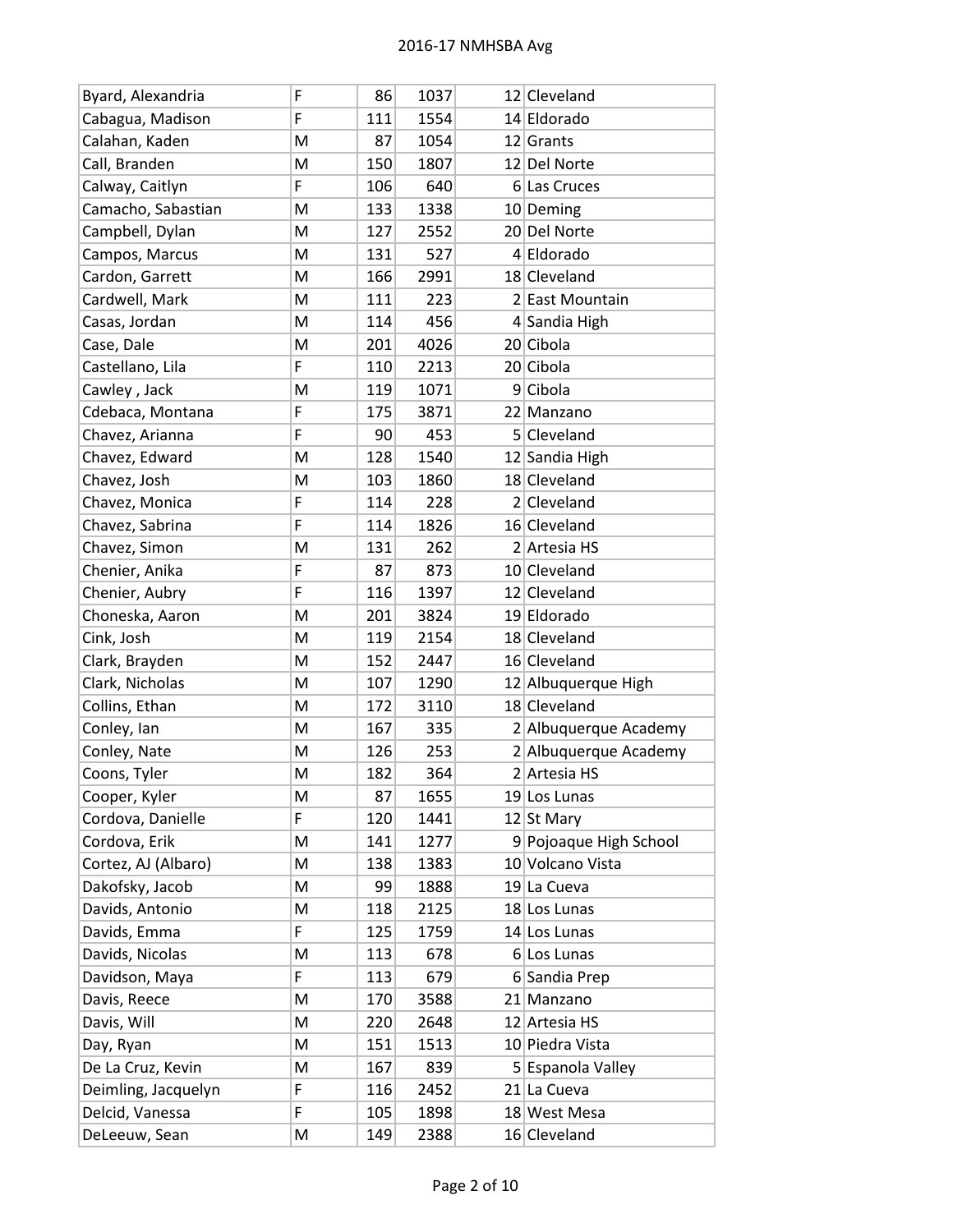| | | | | | |
|---|---|---|---|---|---|
| Byard, Alexandria | F | 86 | 1037 | 12 | Cleveland |
| Cabagua, Madison | F | 111 | 1554 | 14 | Eldorado |
| Calahan, Kaden | M | 87 | 1054 | 12 | Grants |
| Call, Branden | M | 150 | 1807 | 12 | Del Norte |
| Calway, Caitlyn | F | 106 | 640 | 6 | Las Cruces |
| Camacho, Sebastian | M | 133 | 1338 | 10 | Deming |
| Campbell, Dylan | M | 127 | 2552 | 20 | Del Norte |
| Campos, Marcus | M | 131 | 527 | 4 | Eldorado |
| Cardon, Garrett | M | 166 | 2991 | 18 | Cleveland |
| Cardwell, Mark | M | 111 | 223 | 2 | East Mountain |
| Casas, Jordan | M | 114 | 456 | 4 | Sandia High |
| Case, Dale | M | 201 | 4026 | 20 | Cibola |
| Castellano, Lila | F | 110 | 2213 | 20 | Cibola |
| Cawley , Jack | M | 119 | 1071 | 9 | Cibola |
| Cdebaca, Montana | F | 175 | 3871 | 22 | Manzano |
| Chavez, Arianna | F | 90 | 453 | 5 | Cleveland |
| Chavez, Edward | M | 128 | 1540 | 12 | Sandia High |
| Chavez, Josh | M | 103 | 1860 | 18 | Cleveland |
| Chavez, Monica | F | 114 | 228 | 2 | Cleveland |
| Chavez, Sabrina | F | 114 | 1826 | 16 | Cleveland |
| Chavez, Simon | M | 131 | 262 | 2 | Artesia HS |
| Chenier, Anika | F | 87 | 873 | 10 | Cleveland |
| Chenier, Aubry | F | 116 | 1397 | 12 | Cleveland |
| Choneska, Aaron | M | 201 | 3824 | 19 | Eldorado |
| Cink, Josh | M | 119 | 2154 | 18 | Cleveland |
| Clark, Brayden | M | 152 | 2447 | 16 | Cleveland |
| Clark, Nicholas | M | 107 | 1290 | 12 | Albuquerque High |
| Collins, Ethan | M | 172 | 3110 | 18 | Cleveland |
| Conley, Ian | M | 167 | 335 | 2 | Albuquerque Academy |
| Conley, Nate | M | 126 | 253 | 2 | Albuquerque Academy |
| Coons, Tyler | M | 182 | 364 | 2 | Artesia HS |
| Cooper, Kyler | M | 87 | 1655 | 19 | Los Lunas |
| Cordova, Danielle | F | 120 | 1441 | 12 | St Mary |
| Cordova, Erik | M | 141 | 1277 | 9 | Pojoaque High School |
| Cortez, AJ (Albaro) | M | 138 | 1383 | 10 | Volcano Vista |
| Dakofsky, Jacob | M | 99 | 1888 | 19 | La Cueva |
| Davids, Antonio | M | 118 | 2125 | 18 | Los Lunas |
| Davids, Emma | F | 125 | 1759 | 14 | Los Lunas |
| Davids, Nicolas | M | 113 | 678 | 6 | Los Lunas |
| Davidson, Maya | F | 113 | 679 | 6 | Sandia Prep |
| Davis, Reece | M | 170 | 3588 | 21 | Manzano |
| Davis, Will | M | 220 | 2648 | 12 | Artesia HS |
| Day, Ryan | M | 151 | 1513 | 10 | Piedra Vista |
| De La Cruz, Kevin | M | 167 | 839 | 5 | Espanola Valley |
| Deimling, Jacquelyn | F | 116 | 2452 | 21 | La Cueva |
| Delcid, Vanessa | F | 105 | 1898 | 18 | West Mesa |
| DeLeeuw, Sean | M | 149 | 2388 | 16 | Cleveland |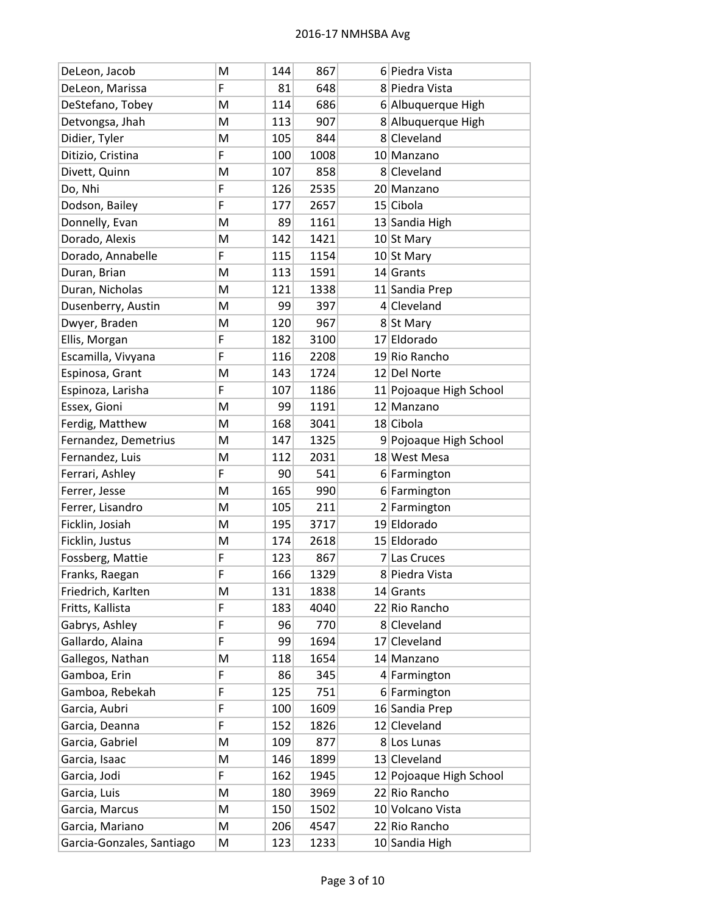| | | | | | |
|---|---|---|---|---|---|
| DeLeon, Jacob | M | 144 | 867 | 6 | Piedra Vista |
| DeLeon, Marissa | F | 81 | 648 | 8 | Piedra Vista |
| DeStefano, Tobey | M | 114 | 686 | 6 | Albuquerque High |
| Detvongsa, Jhah | M | 113 | 907 | 8 | Albuquerque High |
| Didier, Tyler | M | 105 | 844 | 8 | Cleveland |
| Ditizio, Cristina | F | 100 | 1008 | 10 | Manzano |
| Divett, Quinn | M | 107 | 858 | 8 | Cleveland |
| Do, Nhi | F | 126 | 2535 | 20 | Manzano |
| Dodson, Bailey | F | 177 | 2657 | 15 | Cibola |
| Donnelly, Evan | M | 89 | 1161 | 13 | Sandia High |
| Dorado, Alexis | M | 142 | 1421 | 10 | St Mary |
| Dorado, Annabelle | F | 115 | 1154 | 10 | St Mary |
| Duran, Brian | M | 113 | 1591 | 14 | Grants |
| Duran, Nicholas | M | 121 | 1338 | 11 | Sandia Prep |
| Dusenberry, Austin | M | 99 | 397 | 4 | Cleveland |
| Dwyer, Braden | M | 120 | 967 | 8 | St Mary |
| Ellis, Morgan | F | 182 | 3100 | 17 | Eldorado |
| Escamilla, Vivyana | F | 116 | 2208 | 19 | Rio Rancho |
| Espinosa, Grant | M | 143 | 1724 | 12 | Del Norte |
| Espinoza, Larisha | F | 107 | 1186 | 11 | Pojoaque High School |
| Essex, Gioni | M | 99 | 1191 | 12 | Manzano |
| Ferdig, Matthew | M | 168 | 3041 | 18 | Cibola |
| Fernandez, Demetrius | M | 147 | 1325 | 9 | Pojoaque High School |
| Fernandez, Luis | M | 112 | 2031 | 18 | West Mesa |
| Ferrari, Ashley | F | 90 | 541 | 6 | Farmington |
| Ferrer, Jesse | M | 165 | 990 | 6 | Farmington |
| Ferrer, Lisandro | M | 105 | 211 | 2 | Farmington |
| Ficklin, Josiah | M | 195 | 3717 | 19 | Eldorado |
| Ficklin, Justus | M | 174 | 2618 | 15 | Eldorado |
| Fossberg, Mattie | F | 123 | 867 | 7 | Las Cruces |
| Franks, Raegan | F | 166 | 1329 | 8 | Piedra Vista |
| Friedrich, Karlten | M | 131 | 1838 | 14 | Grants |
| Fritts, Kallista | F | 183 | 4040 | 22 | Rio Rancho |
| Gabrys, Ashley | F | 96 | 770 | 8 | Cleveland |
| Gallardo, Alaina | F | 99 | 1694 | 17 | Cleveland |
| Gallegos, Nathan | M | 118 | 1654 | 14 | Manzano |
| Gamboa, Erin | F | 86 | 345 | 4 | Farmington |
| Gamboa, Rebekah | F | 125 | 751 | 6 | Farmington |
| Garcia, Aubri | F | 100 | 1609 | 16 | Sandia Prep |
| Garcia, Deanna | F | 152 | 1826 | 12 | Cleveland |
| Garcia, Gabriel | M | 109 | 877 | 8 | Los Lunas |
| Garcia, Isaac | M | 146 | 1899 | 13 | Cleveland |
| Garcia, Jodi | F | 162 | 1945 | 12 | Pojoaque High School |
| Garcia, Luis | M | 180 | 3969 | 22 | Rio Rancho |
| Garcia, Marcus | M | 150 | 1502 | 10 | Volcano Vista |
| Garcia, Mariano | M | 206 | 4547 | 22 | Rio Rancho |
| Garcia-Gonzales, Santiago | M | 123 | 1233 | 10 | Sandia High |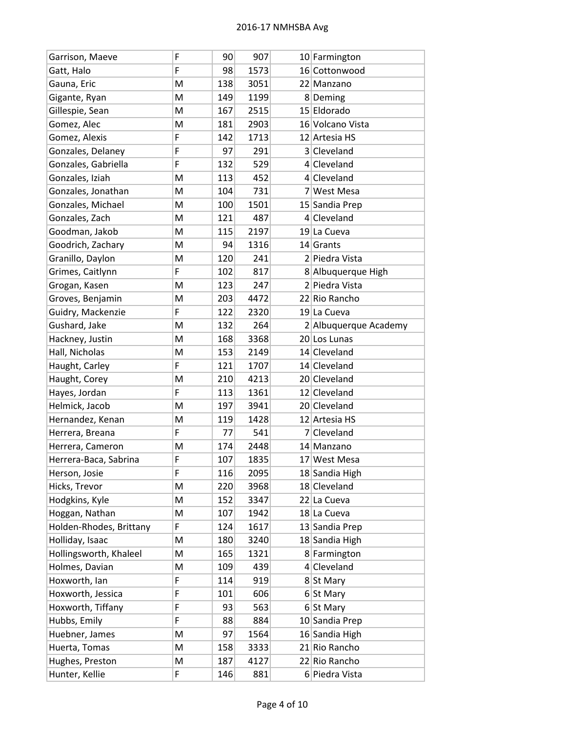| Garrison, Maeve | F | 90 | 907 | 10 | Farmington |
|---|---|---|---|---|---|
| Gatt, Halo | F | 98 | 1573 | 16 | Cottonwood |
| Gauna, Eric | M | 138 | 3051 | 22 | Manzano |
| Gigante, Ryan | M | 149 | 1199 | 8 | Deming |
| Gillespie, Sean | M | 167 | 2515 | 15 | Eldorado |
| Gomez, Alec | M | 181 | 2903 | 16 | Volcano Vista |
| Gomez, Alexis | F | 142 | 1713 | 12 | Artesia HS |
| Gonzales, Delaney | F | 97 | 291 | 3 | Cleveland |
| Gonzales, Gabriella | F | 132 | 529 | 4 | Cleveland |
| Gonzales, Iziah | M | 113 | 452 | 4 | Cleveland |
| Gonzales, Jonathan | M | 104 | 731 | 7 | West Mesa |
| Gonzales, Michael | M | 100 | 1501 | 15 | Sandia Prep |
| Gonzales, Zach | M | 121 | 487 | 4 | Cleveland |
| Goodman, Jakob | M | 115 | 2197 | 19 | La Cueva |
| Goodrich, Zachary | M | 94 | 1316 | 14 | Grants |
| Granillo, Daylon | M | 120 | 241 | 2 | Piedra Vista |
| Grimes, Caitlynn | F | 102 | 817 | 8 | Albuquerque High |
| Grogan, Kasen | M | 123 | 247 | 2 | Piedra Vista |
| Groves, Benjamin | M | 203 | 4472 | 22 | Rio Rancho |
| Guidry, Mackenzie | F | 122 | 2320 | 19 | La Cueva |
| Gushard, Jake | M | 132 | 264 | 2 | Albuquerque Academy |
| Hackney, Justin | M | 168 | 3368 | 20 | Los Lunas |
| Hall, Nicholas | M | 153 | 2149 | 14 | Cleveland |
| Haught, Carley | F | 121 | 1707 | 14 | Cleveland |
| Haught, Corey | M | 210 | 4213 | 20 | Cleveland |
| Hayes, Jordan | F | 113 | 1361 | 12 | Cleveland |
| Helmick, Jacob | M | 197 | 3941 | 20 | Cleveland |
| Hernandez, Kenan | M | 119 | 1428 | 12 | Artesia HS |
| Herrera, Breana | F | 77 | 541 | 7 | Cleveland |
| Herrera, Cameron | M | 174 | 2448 | 14 | Manzano |
| Herrera-Baca, Sabrina | F | 107 | 1835 | 17 | West Mesa |
| Herson, Josie | F | 116 | 2095 | 18 | Sandia High |
| Hicks, Trevor | M | 220 | 3968 | 18 | Cleveland |
| Hodgkins, Kyle | M | 152 | 3347 | 22 | La Cueva |
| Hoggan, Nathan | M | 107 | 1942 | 18 | La Cueva |
| Holden-Rhodes, Brittany | F | 124 | 1617 | 13 | Sandia Prep |
| Holliday, Isaac | M | 180 | 3240 | 18 | Sandia High |
| Hollingsworth, Khaleel | M | 165 | 1321 | 8 | Farmington |
| Holmes, Davian | M | 109 | 439 | 4 | Cleveland |
| Hoxworth, Ian | F | 114 | 919 | 8 | St Mary |
| Hoxworth, Jessica | F | 101 | 606 | 6 | St Mary |
| Hoxworth, Tiffany | F | 93 | 563 | 6 | St Mary |
| Hubbs, Emily | F | 88 | 884 | 10 | Sandia Prep |
| Huebner, James | M | 97 | 1564 | 16 | Sandia High |
| Huerta, Tomas | M | 158 | 3333 | 21 | Rio Rancho |
| Hughes, Preston | M | 187 | 4127 | 22 | Rio Rancho |
| Hunter, Kellie | F | 146 | 881 | 6 | Piedra Vista |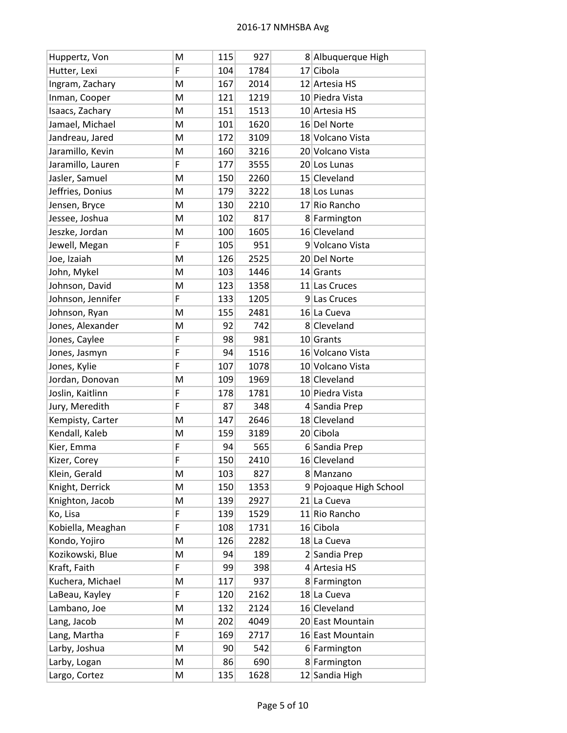| Huppertz, Von | M | 115 | 927 | 8 | Albuquerque High |
|---|---|---|---|---|---|
| Hutter, Lexi | F | 104 | 1784 | 17 | Cibola |
| Ingram, Zachary | M | 167 | 2014 | 12 | Artesia HS |
| Inman, Cooper | M | 121 | 1219 | 10 | Piedra Vista |
| Isaacs, Zachary | M | 151 | 1513 | 10 | Artesia HS |
| Jamael, Michael | M | 101 | 1620 | 16 | Del Norte |
| Jandreau, Jared | M | 172 | 3109 | 18 | Volcano Vista |
| Jaramillo, Kevin | M | 160 | 3216 | 20 | Volcano Vista |
| Jaramillo, Lauren | F | 177 | 3555 | 20 | Los Lunas |
| Jasler, Samuel | M | 150 | 2260 | 15 | Cleveland |
| Jeffries, Donius | M | 179 | 3222 | 18 | Los Lunas |
| Jensen, Bryce | M | 130 | 2210 | 17 | Rio Rancho |
| Jessee, Joshua | M | 102 | 817 | 8 | Farmington |
| Jeszke, Jordan | M | 100 | 1605 | 16 | Cleveland |
| Jewell, Megan | F | 105 | 951 | 9 | Volcano Vista |
| Joe, Izaiah | M | 126 | 2525 | 20 | Del Norte |
| John, Mykel | M | 103 | 1446 | 14 | Grants |
| Johnson, David | M | 123 | 1358 | 11 | Las Cruces |
| Johnson, Jennifer | F | 133 | 1205 | 9 | Las Cruces |
| Johnson, Ryan | M | 155 | 2481 | 16 | La Cueva |
| Jones, Alexander | M | 92 | 742 | 8 | Cleveland |
| Jones, Caylee | F | 98 | 981 | 10 | Grants |
| Jones, Jasmyn | F | 94 | 1516 | 16 | Volcano Vista |
| Jones, Kylie | F | 107 | 1078 | 10 | Volcano Vista |
| Jordan, Donovan | M | 109 | 1969 | 18 | Cleveland |
| Joslin, Kaitlinn | F | 178 | 1781 | 10 | Piedra Vista |
| Jury, Meredith | F | 87 | 348 | 4 | Sandia Prep |
| Kempisty, Carter | M | 147 | 2646 | 18 | Cleveland |
| Kendall, Kaleb | M | 159 | 3189 | 20 | Cibola |
| Kier, Emma | F | 94 | 565 | 6 | Sandia Prep |
| Kizer, Corey | F | 150 | 2410 | 16 | Cleveland |
| Klein, Gerald | M | 103 | 827 | 8 | Manzano |
| Knight, Derrick | M | 150 | 1353 | 9 | Pojoaque High School |
| Knighton, Jacob | M | 139 | 2927 | 21 | La Cueva |
| Ko, Lisa | F | 139 | 1529 | 11 | Rio Rancho |
| Kobiella, Meaghan | F | 108 | 1731 | 16 | Cibola |
| Kondo, Yojiro | M | 126 | 2282 | 18 | La Cueva |
| Kozikowski, Blue | M | 94 | 189 | 2 | Sandia Prep |
| Kraft, Faith | F | 99 | 398 | 4 | Artesia HS |
| Kuchera, Michael | M | 117 | 937 | 8 | Farmington |
| LaBeau, Kayley | F | 120 | 2162 | 18 | La Cueva |
| Lambano, Joe | M | 132 | 2124 | 16 | Cleveland |
| Lang, Jacob | M | 202 | 4049 | 20 | East Mountain |
| Lang, Martha | F | 169 | 2717 | 16 | East Mountain |
| Larby, Joshua | M | 90 | 542 | 6 | Farmington |
| Larby, Logan | M | 86 | 690 | 8 | Farmington |
| Largo, Cortez | M | 135 | 1628 | 12 | Sandia High |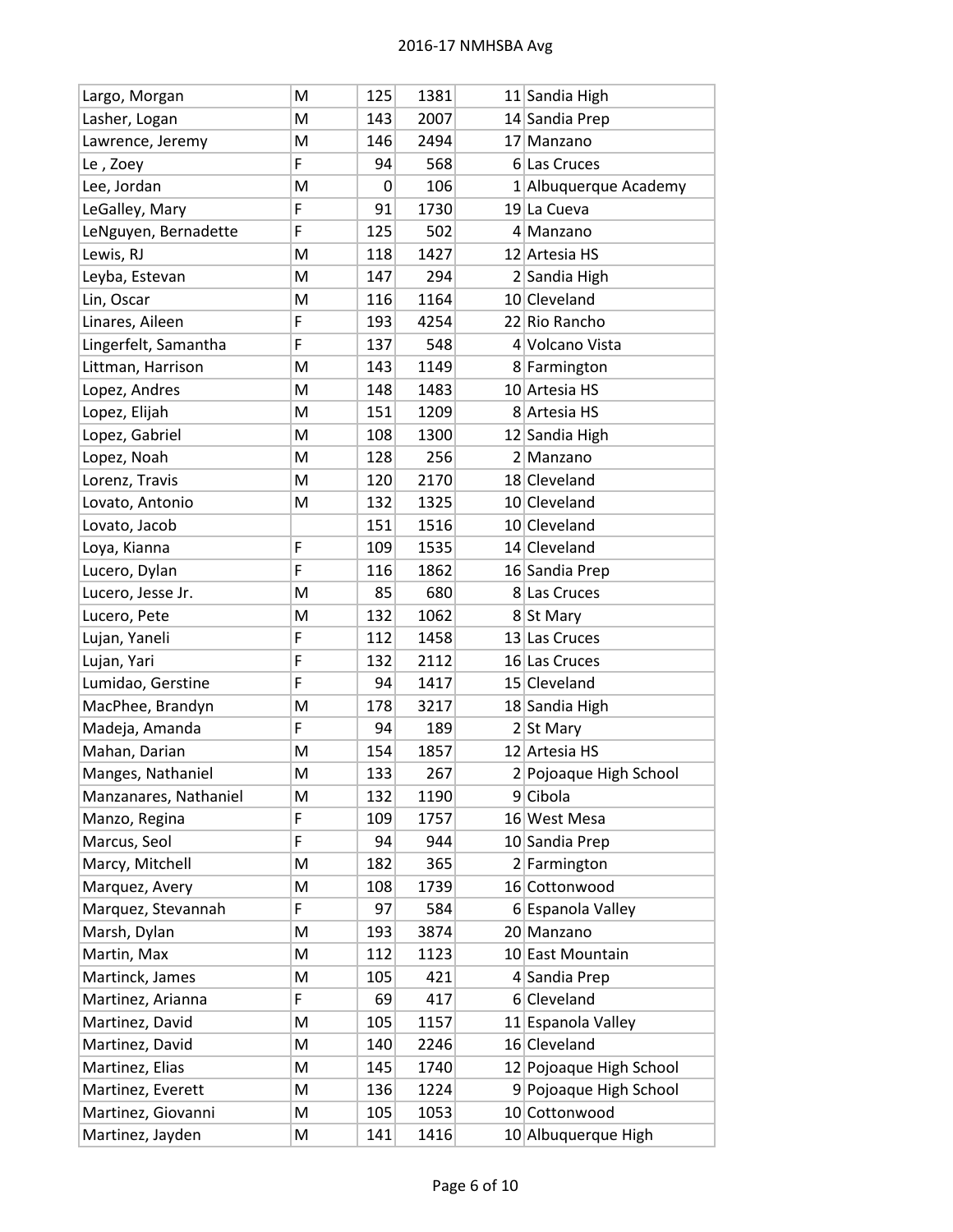| | | | | | |
|---|---|---|---|---|---|
| Largo, Morgan | M | 125 | 1381 | 11 | Sandia High |
| Lasher, Logan | M | 143 | 2007 | 14 | Sandia Prep |
| Lawrence, Jeremy | M | 146 | 2494 | 17 | Manzano |
| Le , Zoey | F | 94 | 568 | 6 | Las Cruces |
| Lee, Jordan | M | 0 | 106 | 1 | Albuquerque Academy |
| LeGalley, Mary | F | 91 | 1730 | 19 | La Cueva |
| LeNguyen, Bernadette | F | 125 | 502 | 4 | Manzano |
| Lewis, RJ | M | 118 | 1427 | 12 | Artesia HS |
| Leyba, Estevan | M | 147 | 294 | 2 | Sandia High |
| Lin, Oscar | M | 116 | 1164 | 10 | Cleveland |
| Linares, Aileen | F | 193 | 4254 | 22 | Rio Rancho |
| Lingerfelt, Samantha | F | 137 | 548 | 4 | Volcano Vista |
| Littman, Harrison | M | 143 | 1149 | 8 | Farmington |
| Lopez, Andres | M | 148 | 1483 | 10 | Artesia HS |
| Lopez, Elijah | M | 151 | 1209 | 8 | Artesia HS |
| Lopez, Gabriel | M | 108 | 1300 | 12 | Sandia High |
| Lopez, Noah | M | 128 | 256 | 2 | Manzano |
| Lorenz, Travis | M | 120 | 2170 | 18 | Cleveland |
| Lovato, Antonio | M | 132 | 1325 | 10 | Cleveland |
| Lovato, Jacob | | 151 | 1516 | 10 | Cleveland |
| Loya, Kianna | F | 109 | 1535 | 14 | Cleveland |
| Lucero, Dylan | F | 116 | 1862 | 16 | Sandia Prep |
| Lucero, Jesse Jr. | M | 85 | 680 | 8 | Las Cruces |
| Lucero, Pete | M | 132 | 1062 | 8 | St Mary |
| Lujan, Yaneli | F | 112 | 1458 | 13 | Las Cruces |
| Lujan, Yari | F | 132 | 2112 | 16 | Las Cruces |
| Lumidao, Gerstine | F | 94 | 1417 | 15 | Cleveland |
| MacPhee, Brandyn | M | 178 | 3217 | 18 | Sandia High |
| Madeja, Amanda | F | 94 | 189 | 2 | St Mary |
| Mahan, Darian | M | 154 | 1857 | 12 | Artesia HS |
| Manges, Nathaniel | M | 133 | 267 | 2 | Pojoaque High School |
| Manzanares, Nathaniel | M | 132 | 1190 | 9 | Cibola |
| Manzo, Regina | F | 109 | 1757 | 16 | West Mesa |
| Marcus, Seol | F | 94 | 944 | 10 | Sandia Prep |
| Marcy, Mitchell | M | 182 | 365 | 2 | Farmington |
| Marquez, Avery | M | 108 | 1739 | 16 | Cottonwood |
| Marquez, Stevannah | F | 97 | 584 | 6 | Espanola Valley |
| Marsh, Dylan | M | 193 | 3874 | 20 | Manzano |
| Martin, Max | M | 112 | 1123 | 10 | East Mountain |
| Martinck, James | M | 105 | 421 | 4 | Sandia Prep |
| Martinez, Arianna | F | 69 | 417 | 6 | Cleveland |
| Martinez, David | M | 105 | 1157 | 11 | Espanola Valley |
| Martinez, David | M | 140 | 2246 | 16 | Cleveland |
| Martinez, Elias | M | 145 | 1740 | 12 | Pojoaque High School |
| Martinez, Everett | M | 136 | 1224 | 9 | Pojoaque High School |
| Martinez, Giovanni | M | 105 | 1053 | 10 | Cottonwood |
| Martinez, Jayden | M | 141 | 1416 | 10 | Albuquerque High |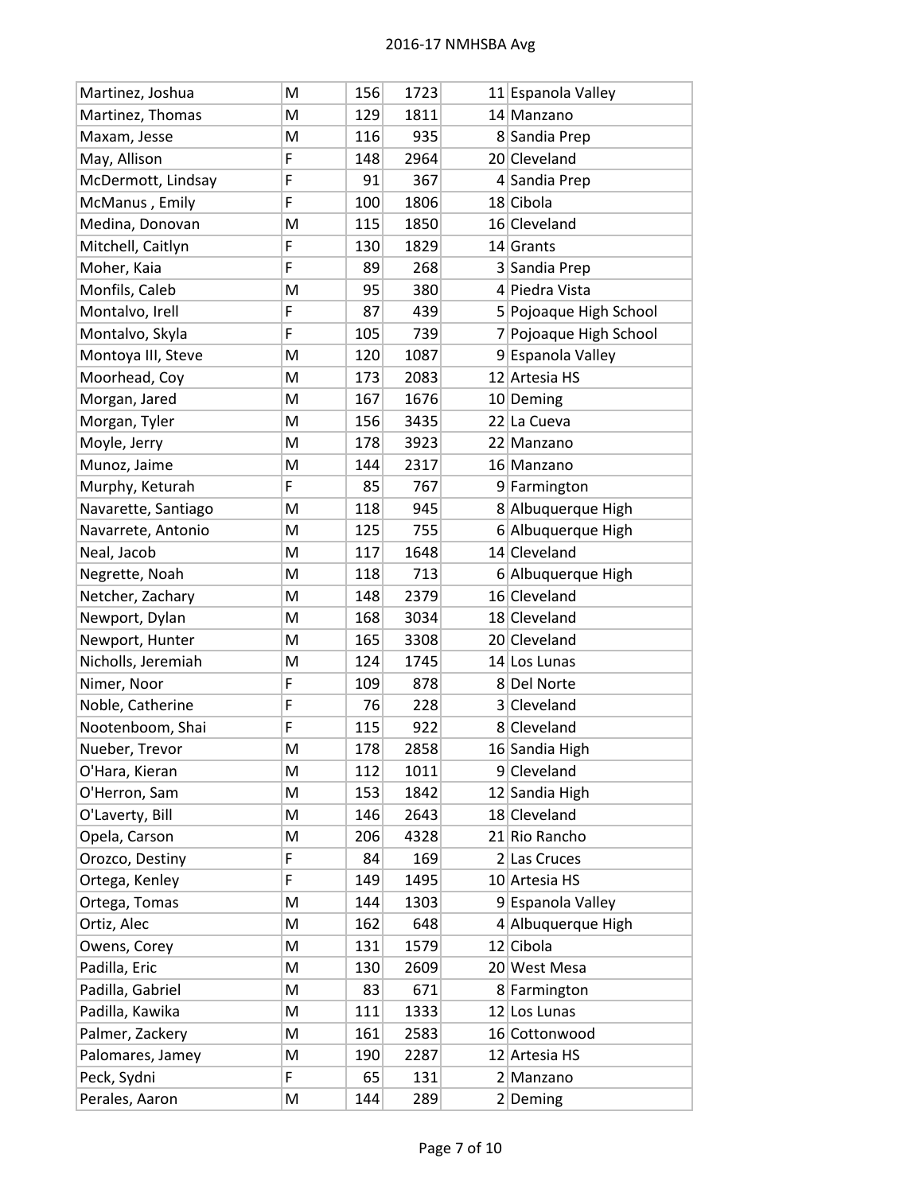| Martinez, Joshua | M | 156 | 1723 | 11 | Espanola Valley |
|---|---|---|---|---|---|
| Martinez, Thomas | M | 129 | 1811 | 14 | Manzano |
| Maxam, Jesse | M | 116 | 935 | 8 | Sandia Prep |
| May, Allison | F | 148 | 2964 | 20 | Cleveland |
| McDermott, Lindsay | F | 91 | 367 | 4 | Sandia Prep |
| McManus , Emily | F | 100 | 1806 | 18 | Cibola |
| Medina, Donovan | M | 115 | 1850 | 16 | Cleveland |
| Mitchell, Caitlyn | F | 130 | 1829 | 14 | Grants |
| Moher, Kaia | F | 89 | 268 | 3 | Sandia Prep |
| Monfils, Caleb | M | 95 | 380 | 4 | Piedra Vista |
| Montalvo, Irell | F | 87 | 439 | 5 | Pojoaque High School |
| Montalvo, Skyla | F | 105 | 739 | 7 | Pojoaque High School |
| Montoya III, Steve | M | 120 | 1087 | 9 | Espanola Valley |
| Moorhead, Coy | M | 173 | 2083 | 12 | Artesia HS |
| Morgan, Jared | M | 167 | 1676 | 10 | Deming |
| Morgan, Tyler | M | 156 | 3435 | 22 | La Cueva |
| Moyle, Jerry | M | 178 | 3923 | 22 | Manzano |
| Munoz, Jaime | M | 144 | 2317 | 16 | Manzano |
| Murphy, Keturah | F | 85 | 767 | 9 | Farmington |
| Navarette, Santiago | M | 118 | 945 | 8 | Albuquerque High |
| Navarrete, Antonio | M | 125 | 755 | 6 | Albuquerque High |
| Neal, Jacob | M | 117 | 1648 | 14 | Cleveland |
| Negrette, Noah | M | 118 | 713 | 6 | Albuquerque High |
| Netcher, Zachary | M | 148 | 2379 | 16 | Cleveland |
| Newport, Dylan | M | 168 | 3034 | 18 | Cleveland |
| Newport, Hunter | M | 165 | 3308 | 20 | Cleveland |
| Nicholls, Jeremiah | M | 124 | 1745 | 14 | Los Lunas |
| Nimer, Noor | F | 109 | 878 | 8 | Del Norte |
| Noble, Catherine | F | 76 | 228 | 3 | Cleveland |
| Nootenboom, Shai | F | 115 | 922 | 8 | Cleveland |
| Nueber, Trevor | M | 178 | 2858 | 16 | Sandia High |
| O'Hara, Kieran | M | 112 | 1011 | 9 | Cleveland |
| O'Herron, Sam | M | 153 | 1842 | 12 | Sandia High |
| O'Laverty, Bill | M | 146 | 2643 | 18 | Cleveland |
| Opela, Carson | M | 206 | 4328 | 21 | Rio Rancho |
| Orozco, Destiny | F | 84 | 169 | 2 | Las Cruces |
| Ortega, Kenley | F | 149 | 1495 | 10 | Artesia HS |
| Ortega, Tomas | M | 144 | 1303 | 9 | Espanola Valley |
| Ortiz, Alec | M | 162 | 648 | 4 | Albuquerque High |
| Owens, Corey | M | 131 | 1579 | 12 | Cibola |
| Padilla, Eric | M | 130 | 2609 | 20 | West Mesa |
| Padilla, Gabriel | M | 83 | 671 | 8 | Farmington |
| Padilla, Kawika | M | 111 | 1333 | 12 | Los Lunas |
| Palmer, Zackery | M | 161 | 2583 | 16 | Cottonwood |
| Palomares, Jamey | M | 190 | 2287 | 12 | Artesia HS |
| Peck, Sydni | F | 65 | 131 | 2 | Manzano |
| Perales, Aaron | M | 144 | 289 | 2 | Deming |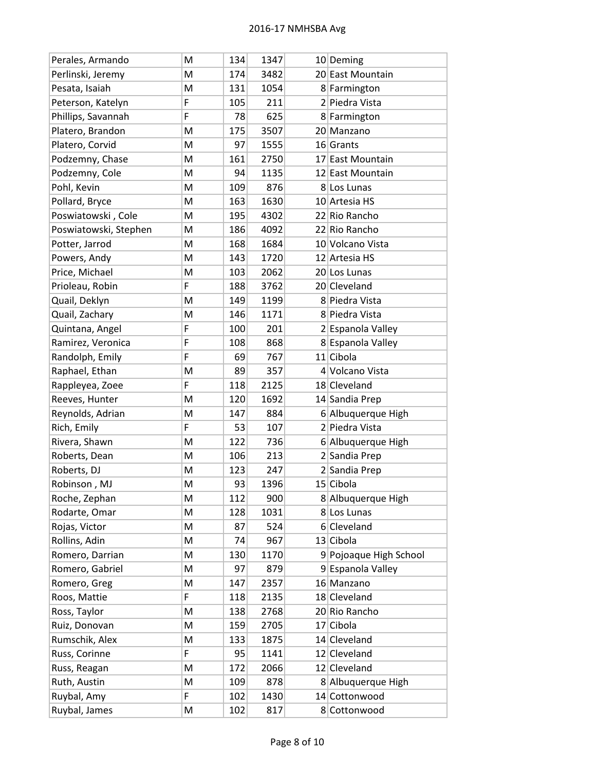| | | | | | |
|---|---|---|---|---|---|
| Perales, Armando | M | 134 | 1347 | 10 | Deming |
| Perlinski, Jeremy | M | 174 | 3482 | 20 | East Mountain |
| Pesata, Isaiah | M | 131 | 1054 | 8 | Farmington |
| Peterson, Katelyn | F | 105 | 211 | 2 | Piedra Vista |
| Phillips, Savannah | F | 78 | 625 | 8 | Farmington |
| Platero, Brandon | M | 175 | 3507 | 20 | Manzano |
| Platero, Corvid | M | 97 | 1555 | 16 | Grants |
| Podzemny, Chase | M | 161 | 2750 | 17 | East Mountain |
| Podzemny, Cole | M | 94 | 1135 | 12 | East Mountain |
| Pohl, Kevin | M | 109 | 876 | 8 | Los Lunas |
| Pollard, Bryce | M | 163 | 1630 | 10 | Artesia HS |
| Poswiatowski , Cole | M | 195 | 4302 | 22 | Rio Rancho |
| Poswiatowski, Stephen | M | 186 | 4092 | 22 | Rio Rancho |
| Potter, Jarrod | M | 168 | 1684 | 10 | Volcano Vista |
| Powers, Andy | M | 143 | 1720 | 12 | Artesia HS |
| Price, Michael | M | 103 | 2062 | 20 | Los Lunas |
| Prioleau, Robin | F | 188 | 3762 | 20 | Cleveland |
| Quail, Deklyn | M | 149 | 1199 | 8 | Piedra Vista |
| Quail, Zachary | M | 146 | 1171 | 8 | Piedra Vista |
| Quintana, Angel | F | 100 | 201 | 2 | Espanola Valley |
| Ramirez, Veronica | F | 108 | 868 | 8 | Espanola Valley |
| Randolph, Emily | F | 69 | 767 | 11 | Cibola |
| Raphael, Ethan | M | 89 | 357 | 4 | Volcano Vista |
| Rappleyea, Zoee | F | 118 | 2125 | 18 | Cleveland |
| Reeves, Hunter | M | 120 | 1692 | 14 | Sandia Prep |
| Reynolds, Adrian | M | 147 | 884 | 6 | Albuquerque High |
| Rich, Emily | F | 53 | 107 | 2 | Piedra Vista |
| Rivera, Shawn | M | 122 | 736 | 6 | Albuquerque High |
| Roberts, Dean | M | 106 | 213 | 2 | Sandia Prep |
| Roberts, DJ | M | 123 | 247 | 2 | Sandia Prep |
| Robinson , MJ | M | 93 | 1396 | 15 | Cibola |
| Roche, Zephan | M | 112 | 900 | 8 | Albuquerque High |
| Rodarte, Omar | M | 128 | 1031 | 8 | Los Lunas |
| Rojas, Victor | M | 87 | 524 | 6 | Cleveland |
| Rollins, Adin | M | 74 | 967 | 13 | Cibola |
| Romero, Darrian | M | 130 | 1170 | 9 | Pojoaque High School |
| Romero, Gabriel | M | 97 | 879 | 9 | Espanola Valley |
| Romero, Greg | M | 147 | 2357 | 16 | Manzano |
| Roos, Mattie | F | 118 | 2135 | 18 | Cleveland |
| Ross, Taylor | M | 138 | 2768 | 20 | Rio Rancho |
| Ruiz, Donovan | M | 159 | 2705 | 17 | Cibola |
| Rumschik, Alex | M | 133 | 1875 | 14 | Cleveland |
| Russ, Corinne | F | 95 | 1141 | 12 | Cleveland |
| Russ, Reagan | M | 172 | 2066 | 12 | Cleveland |
| Ruth, Austin | M | 109 | 878 | 8 | Albuquerque High |
| Ruybal, Amy | F | 102 | 1430 | 14 | Cottonwood |
| Ruybal, James | M | 102 | 817 | 8 | Cottonwood |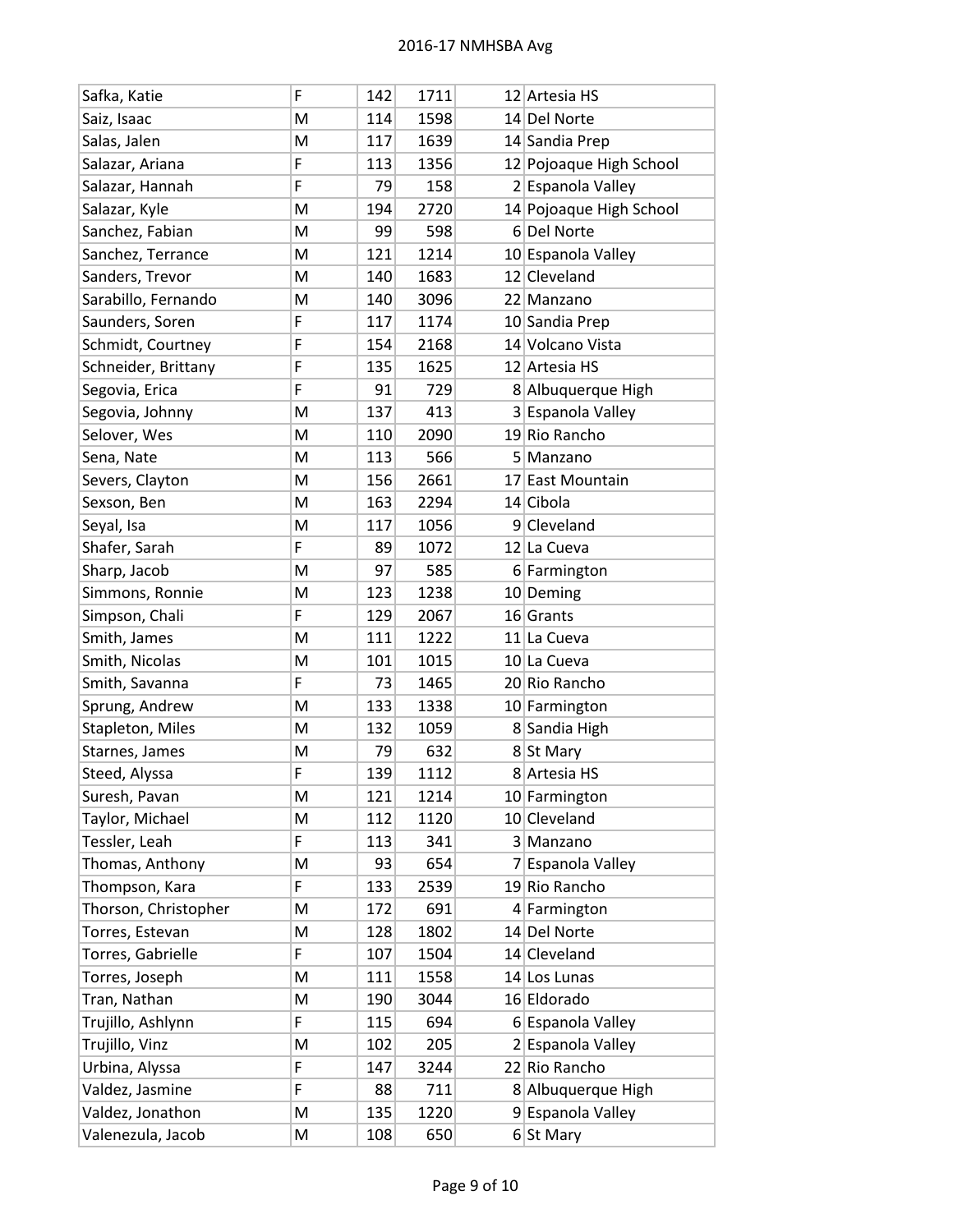| | | | | | |
|---|---|---|---|---|---|
| Safka, Katie | F | 142 | 1711 | 12 | Artesia HS |
| Saiz, Isaac | M | 114 | 1598 | 14 | Del Norte |
| Salas, Jalen | M | 117 | 1639 | 14 | Sandia Prep |
| Salazar, Ariana | F | 113 | 1356 | 12 | Pojoaque High School |
| Salazar, Hannah | F | 79 | 158 | 2 | Espanola Valley |
| Salazar, Kyle | M | 194 | 2720 | 14 | Pojoaque High School |
| Sanchez, Fabian | M | 99 | 598 | 6 | Del Norte |
| Sanchez, Terrance | M | 121 | 1214 | 10 | Espanola Valley |
| Sanders, Trevor | M | 140 | 1683 | 12 | Cleveland |
| Sarabillo, Fernando | M | 140 | 3096 | 22 | Manzano |
| Saunders, Soren | F | 117 | 1174 | 10 | Sandia Prep |
| Schmidt, Courtney | F | 154 | 2168 | 14 | Volcano Vista |
| Schneider, Brittany | F | 135 | 1625 | 12 | Artesia HS |
| Segovia, Erica | F | 91 | 729 | 8 | Albuquerque High |
| Segovia, Johnny | M | 137 | 413 | 3 | Espanola Valley |
| Selover, Wes | M | 110 | 2090 | 19 | Rio Rancho |
| Sena, Nate | M | 113 | 566 | 5 | Manzano |
| Severs, Clayton | M | 156 | 2661 | 17 | East Mountain |
| Sexson, Ben | M | 163 | 2294 | 14 | Cibola |
| Seyal, Isa | M | 117 | 1056 | 9 | Cleveland |
| Shafer, Sarah | F | 89 | 1072 | 12 | La Cueva |
| Sharp, Jacob | M | 97 | 585 | 6 | Farmington |
| Simmons, Ronnie | M | 123 | 1238 | 10 | Deming |
| Simpson, Chali | F | 129 | 2067 | 16 | Grants |
| Smith, James | M | 111 | 1222 | 11 | La Cueva |
| Smith, Nicolas | M | 101 | 1015 | 10 | La Cueva |
| Smith, Savanna | F | 73 | 1465 | 20 | Rio Rancho |
| Sprung, Andrew | M | 133 | 1338 | 10 | Farmington |
| Stapleton, Miles | M | 132 | 1059 | 8 | Sandia High |
| Starnes, James | M | 79 | 632 | 8 | St Mary |
| Steed, Alyssa | F | 139 | 1112 | 8 | Artesia HS |
| Suresh, Pavan | M | 121 | 1214 | 10 | Farmington |
| Taylor, Michael | M | 112 | 1120 | 10 | Cleveland |
| Tessler, Leah | F | 113 | 341 | 3 | Manzano |
| Thomas, Anthony | M | 93 | 654 | 7 | Espanola Valley |
| Thompson, Kara | F | 133 | 2539 | 19 | Rio Rancho |
| Thorson, Christopher | M | 172 | 691 | 4 | Farmington |
| Torres, Estevan | M | 128 | 1802 | 14 | Del Norte |
| Torres, Gabrielle | F | 107 | 1504 | 14 | Cleveland |
| Torres, Joseph | M | 111 | 1558 | 14 | Los Lunas |
| Tran, Nathan | M | 190 | 3044 | 16 | Eldorado |
| Trujillo, Ashlynn | F | 115 | 694 | 6 | Espanola Valley |
| Trujillo, Vinz | M | 102 | 205 | 2 | Espanola Valley |
| Urbina, Alyssa | F | 147 | 3244 | 22 | Rio Rancho |
| Valdez, Jasmine | F | 88 | 711 | 8 | Albuquerque High |
| Valdez, Jonathon | M | 135 | 1220 | 9 | Espanola Valley |
| Valenezula, Jacob | M | 108 | 650 | 6 | St Mary |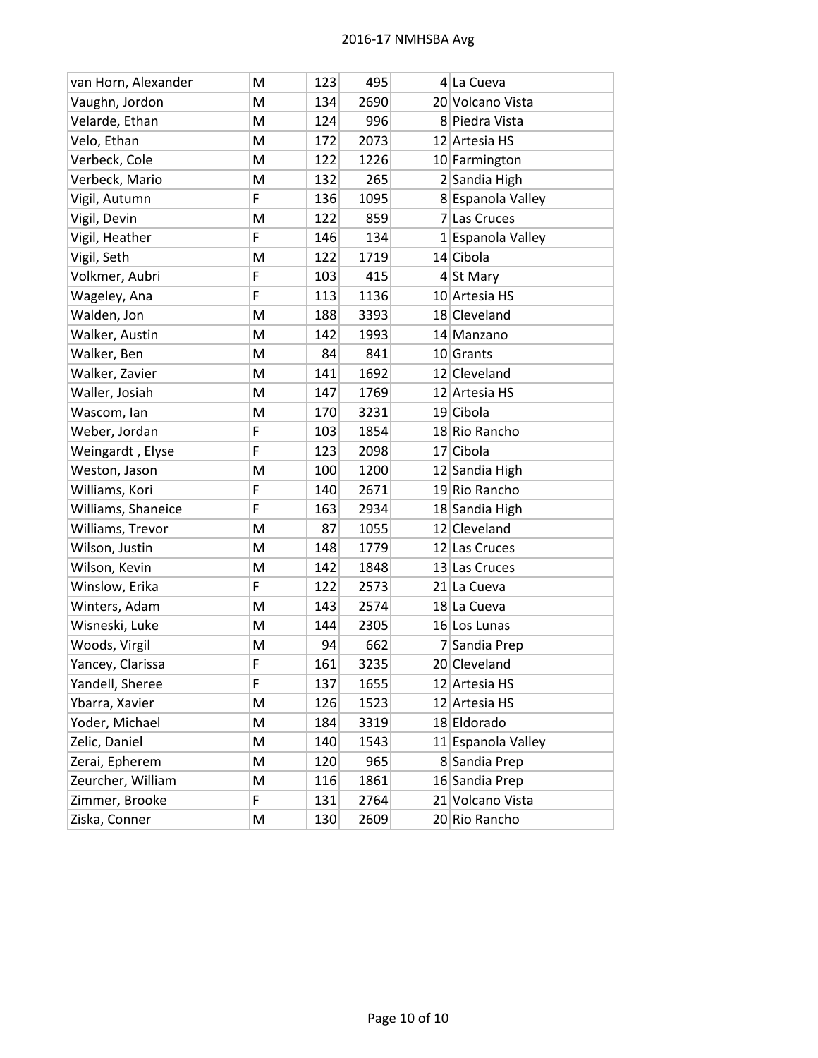| | | | | | |
|---|---|---|---|---|---|
| van Horn, Alexander | M | 123 | 495 | 4 | La Cueva |
| Vaughn, Jordon | M | 134 | 2690 | 20 | Volcano Vista |
| Velarde, Ethan | M | 124 | 996 | 8 | Piedra Vista |
| Velo, Ethan | M | 172 | 2073 | 12 | Artesia HS |
| Verbeck, Cole | M | 122 | 1226 | 10 | Farmington |
| Verbeck, Mario | M | 132 | 265 | 2 | Sandia High |
| Vigil, Autumn | F | 136 | 1095 | 8 | Espanola Valley |
| Vigil, Devin | M | 122 | 859 | 7 | Las Cruces |
| Vigil, Heather | F | 146 | 134 | 1 | Espanola Valley |
| Vigil, Seth | M | 122 | 1719 | 14 | Cibola |
| Volkmer, Aubri | F | 103 | 415 | 4 | St Mary |
| Wageley, Ana | F | 113 | 1136 | 10 | Artesia HS |
| Walden, Jon | M | 188 | 3393 | 18 | Cleveland |
| Walker, Austin | M | 142 | 1993 | 14 | Manzano |
| Walker, Ben | M | 84 | 841 | 10 | Grants |
| Walker, Zavier | M | 141 | 1692 | 12 | Cleveland |
| Waller, Josiah | M | 147 | 1769 | 12 | Artesia HS |
| Wascom, Ian | M | 170 | 3231 | 19 | Cibola |
| Weber, Jordan | F | 103 | 1854 | 18 | Rio Rancho |
| Weingardt , Elyse | F | 123 | 2098 | 17 | Cibola |
| Weston, Jason | M | 100 | 1200 | 12 | Sandia High |
| Williams, Kori | F | 140 | 2671 | 19 | Rio Rancho |
| Williams, Shaneice | F | 163 | 2934 | 18 | Sandia High |
| Williams, Trevor | M | 87 | 1055 | 12 | Cleveland |
| Wilson, Justin | M | 148 | 1779 | 12 | Las Cruces |
| Wilson, Kevin | M | 142 | 1848 | 13 | Las Cruces |
| Winslow, Erika | F | 122 | 2573 | 21 | La Cueva |
| Winters, Adam | M | 143 | 2574 | 18 | La Cueva |
| Wisneski, Luke | M | 144 | 2305 | 16 | Los Lunas |
| Woods, Virgil | M | 94 | 662 | 7 | Sandia Prep |
| Yancey, Clarissa | F | 161 | 3235 | 20 | Cleveland |
| Yandell, Sheree | F | 137 | 1655 | 12 | Artesia HS |
| Ybarra, Xavier | M | 126 | 1523 | 12 | Artesia HS |
| Yoder, Michael | M | 184 | 3319 | 18 | Eldorado |
| Zelic, Daniel | M | 140 | 1543 | 11 | Espanola Valley |
| Zerai, Epherem | M | 120 | 965 | 8 | Sandia Prep |
| Zeurcher, William | M | 116 | 1861 | 16 | Sandia Prep |
| Zimmer, Brooke | F | 131 | 2764 | 21 | Volcano Vista |
| Ziska, Conner | M | 130 | 2609 | 20 | Rio Rancho |